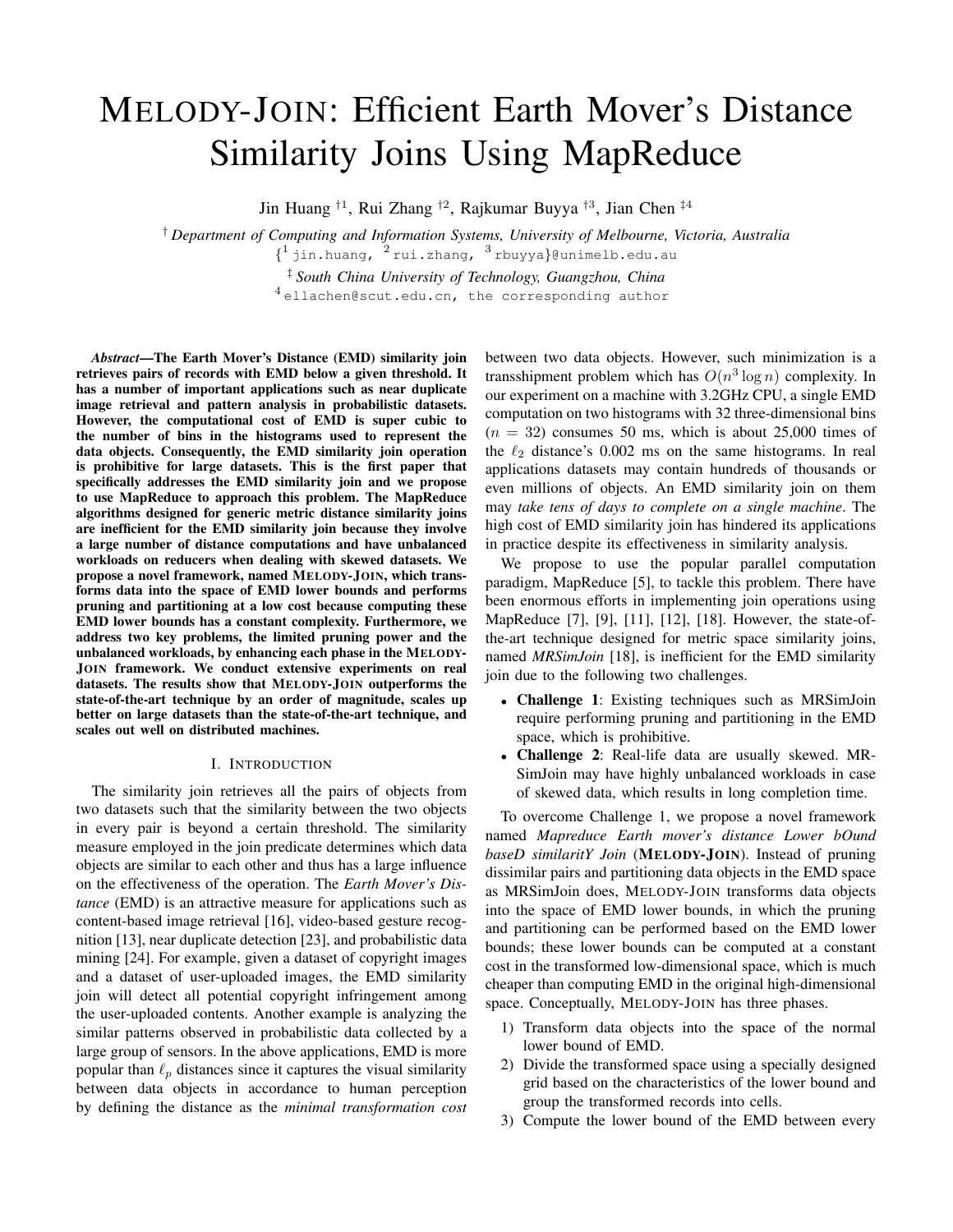# MELODY-JOIN: Efficient Earth Mover's Distance Similarity Joins Using MapReduce

Jin Huang [†1], Rui Zhang [†2], Rajkumar Buyya [†3], Jian Chen [‡4]

[†] *Department of Computing and Information Systems, University of Melbourne, Victoria, Australia*
{[1] jin.huang, [2] rui.zhang, [3] rbuyya}@unimelb.edu.au

[‡] *South China University of Technology, Guangzhou, China*
[4] ellachen@scut.edu.cn, the corresponding author

***Abstract*—The Earth Mover's Distance (EMD) similarity join retrieves pairs of records with EMD below a given threshold. It has a number of important applications such as near duplicate image retrieval and pattern analysis in probabilistic datasets. However, the computational cost of EMD is super cubic to the number of bins in the histograms used to represent the data objects. Consequently, the EMD similarity join operation is prohibitive for large datasets. This is the first paper that specifically addresses the EMD similarity join and we propose to use MapReduce to approach this problem. The MapReduce algorithms designed for generic metric distance similarity joins are inefficient for the EMD similarity join because they involve a large number of distance computations and have unbalanced workloads on reducers when dealing with skewed datasets. We propose a novel framework, named MELODY-JOIN, which transforms data into the space of EMD lower bounds and performs pruning and partitioning at a low cost because computing these EMD lower bounds has a constant complexity. Furthermore, we address two key problems, the limited pruning power and the unbalanced workloads, by enhancing each phase in the MELODY-JOIN framework. We conduct extensive experiments on real datasets. The results show that MELODY-JOIN outperforms the state-of-the-art technique by an order of magnitude, scales up better on large datasets than the state-of-the-art technique, and scales out well on distributed machines.**

## I. INTRODUCTION

The similarity join retrieves all the pairs of objects from two datasets such that the similarity between the two objects in every pair is beyond a certain threshold. The similarity measure employed in the join predicate determines which data objects are similar to each other and thus has a large influence on the effectiveness of the operation. The *Earth Mover's Distance* (EMD) is an attractive measure for applications such as content-based image retrieval [16], video-based gesture recognition [13], near duplicate detection [23], and probabilistic data mining [24]. For example, given a dataset of copyright images and a dataset of user-uploaded images, the EMD similarity join will detect all potential copyright infringement among the user-uploaded contents. Another example is analyzing the similar patterns observed in probabilistic data collected by a large group of sensors. In the above applications, EMD is more popular than $\ell_p$ distances since it captures the visual similarity between data objects in accordance to human perception by defining the distance as the *minimal transformation cost* between two data objects. However, such minimization is a transshipment problem which has $O(n^3 \log n)$ complexity. In our experiment on a machine with 3.2GHz CPU, a single EMD computation on two histograms with 32 three-dimensional bins ($n = 32$) consumes 50 ms, which is about 25,000 times of the $\ell_2$ distance's 0.002 ms on the same histograms. In real applications datasets may contain hundreds of thousands or even millions of objects. An EMD similarity join on them may *take tens of days to complete on a single machine*. The high cost of EMD similarity join has hindered its applications in practice despite its effectiveness in similarity analysis.

We propose to use the popular parallel computation paradigm, MapReduce [5], to tackle this problem. There have been enormous efforts in implementing join operations using MapReduce [7], [9], [11], [12], [18]. However, the state-of-the-art technique designed for metric space similarity joins, named *MRSimJoin* [18], is inefficient for the EMD similarity join due to the following two challenges.

- **Challenge 1**: Existing techniques such as MRSimJoin require performing pruning and partitioning in the EMD space, which is prohibitive.
- **Challenge 2**: Real-life data are usually skewed. MRSimJoin may have highly unbalanced workloads in case of skewed data, which results in long completion time.

To overcome Challenge 1, we propose a novel framework named *Mapreduce Earth mover's distance Lower bOund baseD similaritY Join* (**MELODY-JOIN**). Instead of pruning dissimilar pairs and partitioning data objects in the EMD space as MRSimJoin does, MELODY-JOIN transforms data objects into the space of EMD lower bounds, in which the pruning and partitioning can be performed based on the EMD lower bounds; these lower bounds can be computed at a constant cost in the transformed low-dimensional space, which is much cheaper than computing EMD in the original high-dimensional space. Conceptually, MELODY-JOIN has three phases.

1) Transform data objects into the space of the normal lower bound of EMD.
2) Divide the transformed space using a specially designed grid based on the characteristics of the lower bound and group the transformed records into cells.
3) Compute the lower bound of the EMD between every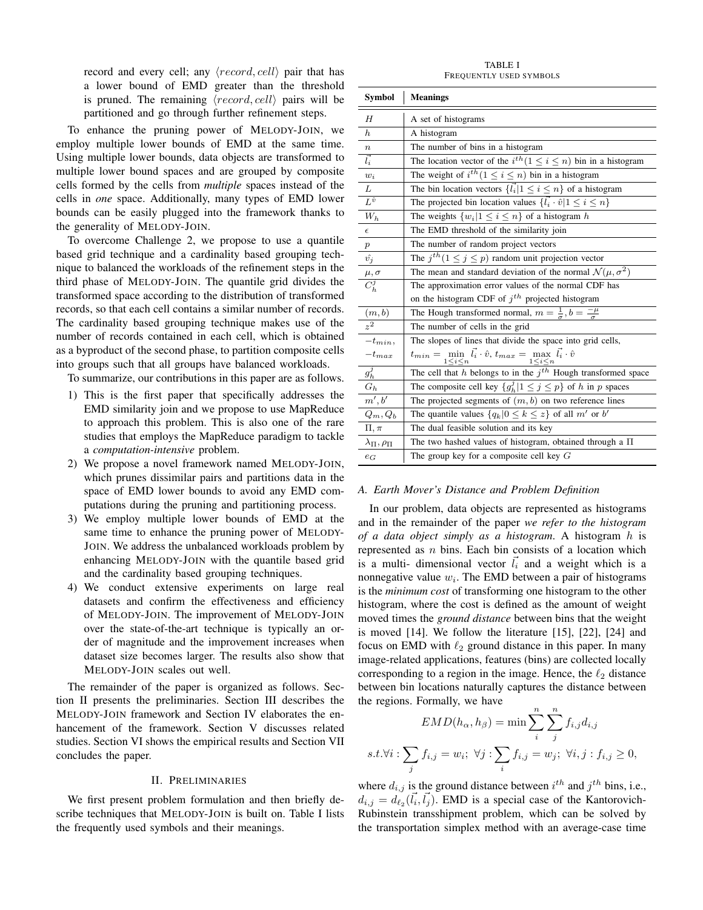record and every cell; any $\langle record, cell \rangle$ pair that has a lower bound of EMD greater than the threshold is pruned. The remaining $\langle record, cell \rangle$ pairs will be partitioned and go through further refinement steps.

To enhance the pruning power of MELODY-JOIN, we employ multiple lower bounds of EMD at the same time. Using multiple lower bounds, data objects are transformed to multiple lower bound spaces and are grouped by composite cells formed by the cells from *multiple* spaces instead of the cells in *one* space. Additionally, many types of EMD lower bounds can be easily plugged into the framework thanks to the generality of MELODY-JOIN.

To overcome Challenge 2, we propose to use a quantile based grid technique and a cardinality based grouping technique to balanced the workloads of the refinement steps in the third phase of MELODY-JOIN. The quantile grid divides the transformed space according to the distribution of transformed records, so that each cell contains a similar number of records. The cardinality based grouping technique makes use of the number of records contained in each cell, which is obtained as a byproduct of the second phase, to partition composite cells into groups such that all groups have balanced workloads.

To summarize, our contributions in this paper are as follows.

1) This is the first paper that specifically addresses the EMD similarity join and we propose to use MapReduce to approach this problem. This is also one of the rare studies that employs the MapReduce paradigm to tackle a *computation-intensive* problem.
2) We propose a novel framework named MELODY-JOIN, which prunes dissimilar pairs and partitions data in the space of EMD lower bounds to avoid any EMD computations during the pruning and partitioning process.
3) We employ multiple lower bounds of EMD at the same time to enhance the pruning power of MELODY-JOIN. We address the unbalanced workloads problem by enhancing MELODY-JOIN with the quantile based grid and the cardinality based grouping techniques.
4) We conduct extensive experiments on large real datasets and confirm the effectiveness and efficiency of MELODY-JOIN. The improvement of MELODY-JOIN over the state-of-the-art technique is typically an order of magnitude and the improvement increases when dataset size becomes larger. The results also show that MELODY-JOIN scales out well.

The remainder of the paper is organized as follows. Section II presents the preliminaries. Section III describes the MELODY-JOIN framework and Section IV elaborates the enhancement of the framework. Section V discusses related studies. Section VI shows the empirical results and Section VII concludes the paper.

## II. PRELIMINARIES

We first present problem formulation and then briefly describe techniques that MELODY-JOIN is built on. Table I lists the frequently used symbols and their meanings.

TABLE I
FREQUENTLY USED SYMBOLS

| Symbol | Meanings |
|---|---|
| $H$ | A set of histograms |
| $h$ | A histogram |
| $n$ | The number of bins in a histogram |
| $\vec{l_i}$ | The location vector of the $i^{th}(1 \leq i \leq n)$ bin in a histogram |
| $w_i$ | The weight of $i^{th}(1 \leq i \leq n)$ bin in a histogram |
| $L$ | The bin location vectors $\{\vec{l_i} \mid 1 \leq i \leq n\}$ of a histogram |
| $L^{\hat{v}}$ | The projected bin location values $\{\vec{l_i} \cdot \hat{v} \mid 1 \leq i \leq n\}$ |
| $W_h$ | The weights $\{w_i \mid 1 \leq i \leq n\}$ of a histogram $h$ |
| $\epsilon$ | The EMD threshold of the similarity join |
| $p$ | The number of random project vectors |
| $\hat{v_j}$ | The $j^{th}(1 \leq j \leq p)$ random unit projection vector |
| $\mu, \sigma$ | The mean and standard deviation of the normal $\mathcal{N}(\mu, \sigma^2)$ |
| $C_h^j$ | The approximation error values of the normal CDF has on the histogram CDF of $j^{th}$ projected histogram |
| $(m, b)$ | The Hough transformed normal, $m = \frac{1}{\sigma}, b = \frac{-\mu}{\sigma}$ |
| $z^2$ | The number of cells in the grid |
| $-t_{min}$, $-t_{max}$ | The slopes of lines that divide the space into grid cells, $t_{min} = \min_{1 \leq i \leq n} \vec{l_i} \cdot \hat{v}, t_{max} = \max_{1 \leq i \leq n} \vec{l_i} \cdot \hat{v}$ |
| $g_h^j$ | The cell that $h$ belongs to in the $j^{th}$ Hough transformed space |
| $G_h$ | The composite cell key $\{g_h^j \mid 1 \leq j \leq p\}$ of $h$ in $p$ spaces |
| $m', b'$ | The projected segments of $(m, b)$ on two reference lines |
| $Q_m, Q_b$ | The quantile values $\{q_k \mid 0 \leq k \leq z\}$ of all $m'$ or $b'$ |
| $\Pi, \pi$ | The dual feasible solution and its key |
| $\lambda_\Pi, \rho_\Pi$ | The two hashed values of histogram, obtained through a $\Pi$ |
| $e_G$ | The group key for a composite cell key $G$ |

### A. Earth Mover's Distance and Problem Definition

In our problem, data objects are represented as histograms and in the remainder of the paper ***we refer to the histogram of a data object simply as a histogram***. A histogram $h$ is represented as $n$ bins. Each bin consists of a location which is a multi- dimensional vector $\vec{l_i}$ and a weight which is a nonnegative value $w_i$. The EMD between a pair of histograms is the *minimum cost* of transforming one histogram to the other histogram, where the cost is defined as the amount of weight moved times the *ground distance* between bins that the weight is moved [14]. We follow the literature [15], [22], [24] and focus on EMD with $\ell_2$ ground distance in this paper. In many image-related applications, features (bins) are collected locally corresponding to a region in the image. Hence, the $\ell_2$ distance between bin locations naturally captures the distance between the regions. Formally, we have

$$EMD(h_\alpha, h_\beta) = \min \sum_{i}^{n} \sum_{j}^{n} f_{i,j} d_{i,j}$$

$$s.t. \forall i: \sum_j f_{i,j} = w_i;\ \forall j: \sum_i f_{i,j} = w_j;\ \forall i,j: f_{i,j} \geq 0,$$

where $d_{i,j}$ is the ground distance between $i^{th}$ and $j^{th}$ bins, i.e., $d_{i,j} = d_{\ell_2}(\vec{l_i}, \vec{l_j})$. EMD is a special case of the Kantorovich-Rubinstein transshipment problem, which can be solved by the transportation simplex method with an average-case time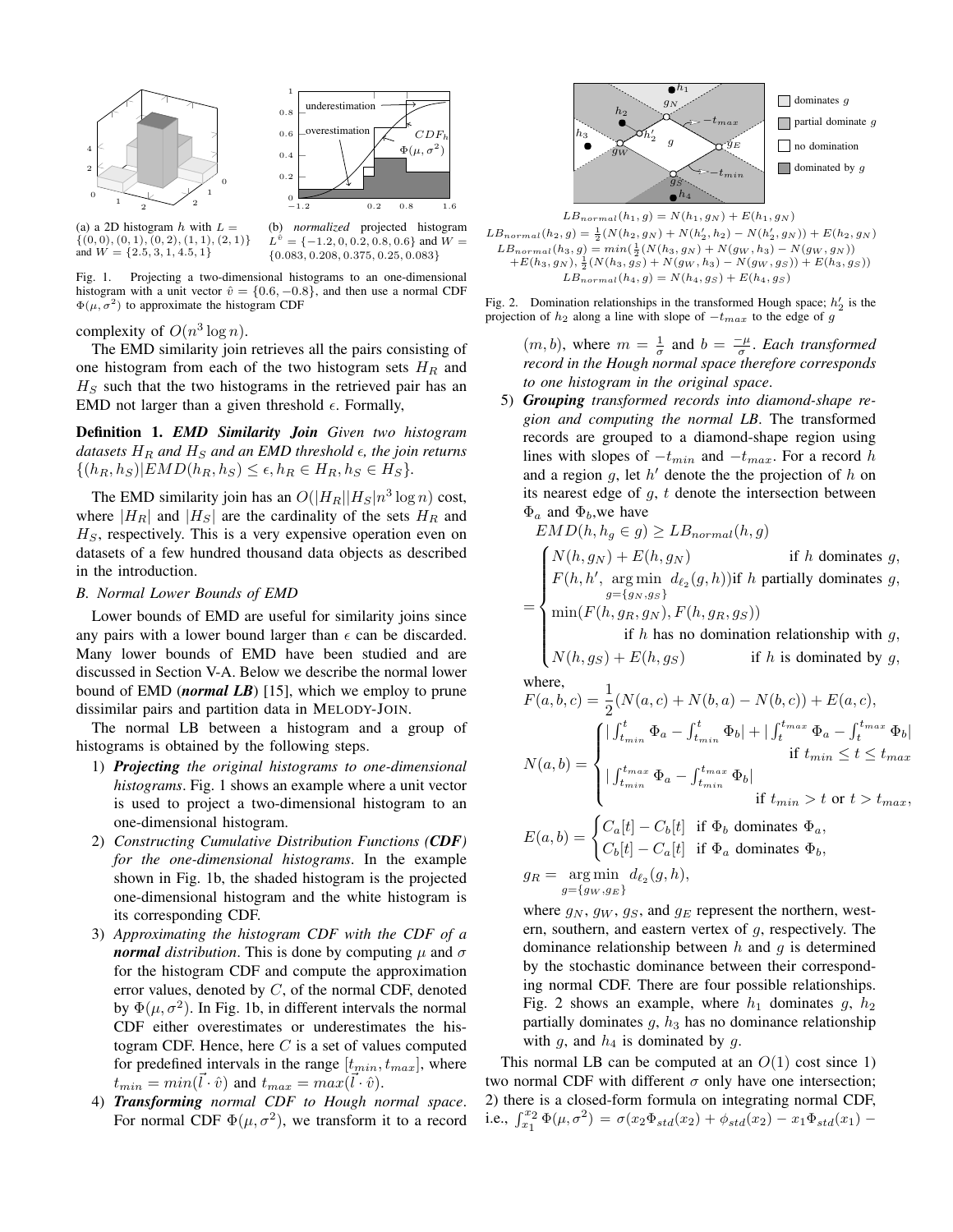(a) a 2D histogram $h$ with $L = \{(0,0),(0,1),(0,2),(1,1),(2,1)\}$ and $W = \{2.5, 3, 1, 4.5, 1\}$

(b) *normalized* projected histogram $L^{\hat{v}} = \{-1.2, 0, 0.2, 0.8, 0.6\}$ and $W = \{0.083, 0.208, 0.375, 0.25, 0.083\}$

Fig. 1. Projecting a two-dimensional histograms to an one-dimensional histogram with a unit vector $\hat{v} = \{0.6, -0.8\}$, and then use a normal CDF $\Phi(\mu, \sigma^2)$ to approximate the histogram CDF

complexity of $O(n^3 \log n)$.

The EMD similarity join retrieves all the pairs consisting of one histogram from each of the two histogram sets $H_R$ and $H_S$ such that the two histograms in the retrieved pair has an EMD not larger than a given threshold $\epsilon$. Formally,

**Definition 1.** ***EMD Similarity Join*** *Given two histogram datasets $H_R$ and $H_S$ and an EMD threshold $\epsilon$, the join returns* $\{(h_R, h_S) | EMD(h_R, h_S) \leq \epsilon, h_R \in H_R, h_S \in H_S\}$.

The EMD similarity join has an $O(|H_R||H_S|n^3 \log n)$ cost, where $|H_R|$ and $|H_S|$ are the cardinality of the sets $H_R$ and $H_S$, respectively. This is a very expensive operation even on datasets of a few hundred thousand data objects as described in the introduction.

### *B. Normal Lower Bounds of EMD*

Lower bounds of EMD are useful for similarity joins since any pairs with a lower bound larger than $\epsilon$ can be discarded. Many lower bounds of EMD have been studied and are discussed in Section V-A. Below we describe the normal lower bound of EMD (***normal LB***) [15], which we employ to prune dissimilar pairs and partition data in MELODY-JOIN.

The normal LB between a histogram and a group of histograms is obtained by the following steps.

1) ***Projecting*** *the original histograms to one-dimensional histograms*. Fig. 1 shows an example where a unit vector is used to project a two-dimensional histogram to an one-dimensional histogram.
2) *Constructing Cumulative Distribution Functions (**CDF**) for the one-dimensional histograms*. In the example shown in Fig. 1b, the shaded histogram is the projected one-dimensional histogram and the white histogram is its corresponding CDF.
3) *Approximating the histogram CDF with the CDF of a **normal** distribution*. This is done by computing $\mu$ and $\sigma$ for the histogram CDF and compute the approximation error values, denoted by $C$, of the normal CDF, denoted by $\Phi(\mu, \sigma^2)$. In Fig. 1b, in different intervals the normal CDF either overestimates or underestimates the histogram CDF. Hence, here $C$ is a set of values computed for predefined intervals in the range $[t_{min}, t_{max}]$, where $t_{min} = min(\vec{l} \cdot \hat{v})$ and $t_{max} = max(\vec{l} \cdot \hat{v})$.
4) ***Transforming*** *normal CDF to Hough normal space*. For normal CDF $\Phi(\mu, \sigma^2)$, we transform it to a record $(m, b)$, where $m = \frac{1}{\sigma}$ and $b = \frac{-\mu}{\sigma}$. *Each transformed record in the Hough normal space therefore corresponds to one histogram in the original space*.
5) ***Grouping*** *transformed records into diamond-shape region and computing the normal LB*. The transformed records are grouped to a diamond-shape region using lines with slopes of $-t_{min}$ and $-t_{max}$. For a record $h$ and a region $g$, let $h'$ denote the the projection of $h$ on its nearest edge of $g$, $t$ denote the intersection between $\Phi_a$ and $\Phi_b$, we have

$$EMD(h, h_g \in g) \geq LB_{normal}(h, g)$$

$$= \begin{cases} N(h, g_N) + E(h, g_N) & \text{if } h \text{ dominates } g, \\ F(h, h', \underset{g=\{g_N, g_S\}}{\arg\min}\ d_{\ell_2}(g, h)) & \text{if } h \text{ partially dominates } g, \\ \min(F(h, g_R, g_N), F(h, g_R, g_S)) & \text{if } h \text{ has no domination relationship with } g, \\ N(h, g_S) + E(h, g_S) & \text{if } h \text{ is dominated by } g, \end{cases}$$

where,

$$F(a, b, c) = \frac{1}{2}(N(a, c) + N(b, a) - N(b, c)) + E(a, c),$$

$$N(a, b) = \begin{cases} |\int_{t_{min}}^{t} \Phi_a - \int_{t_{min}}^{t} \Phi_b| + |\int_{t}^{t_{max}} \Phi_a - \int_{t}^{t_{max}} \Phi_b| & \text{if } t_{min} \leq t \leq t_{max} \\ |\int_{t_{min}}^{t_{max}} \Phi_a - \int_{t_{min}}^{t_{max}} \Phi_b| & \text{if } t_{min} > t \text{ or } t > t_{max}, \end{cases}$$

$$E(a, b) = \begin{cases} C_a[t] - C_b[t] & \text{if } \Phi_b \text{ dominates } \Phi_a, \\ C_b[t] - C_a[t] & \text{if } \Phi_a \text{ dominates } \Phi_b, \end{cases}$$

$$g_R = \underset{g=\{g_W, g_E\}}{\arg\min}\ d_{\ell_2}(g, h),$$

where $g_N$, $g_W$, $g_S$, and $g_E$ represent the northern, western, southern, and eastern vertex of $g$, respectively. The dominance relationship between $h$ and $g$ is determined by the stochastic dominance between their corresponding normal CDF. There are four possible relationships. Fig. 2 shows an example, where $h_1$ dominates $g$, $h_2$ partially dominates $g$, $h_3$ has no dominance relationship with $g$, and $h_4$ is dominated by $g$.

$$LB_{normal}(h_1, g) = N(h_1, g_N) + E(h_1, g_N)$$
$$LB_{normal}(h_2, g) = \tfrac{1}{2}(N(h_2, g_N) + N(h'_2, h_2) - N(h'_2, g_N)) + E(h_2, g_N)$$
$$LB_{normal}(h_3, g) = min(\tfrac{1}{2}(N(h_3, g_N) + N(g_W, h_3) - N(g_W, g_N)) + E(h_3, g_N), \tfrac{1}{2}(N(h_3, g_S) + N(g_W, h_3) - N(g_W, g_S)) + E(h_3, g_S))$$
$$LB_{normal}(h_4, g) = N(h_4, g_S) + E(h_4, g_S)$$

Fig. 2. Domination relationships in the transformed Hough space; $h'_2$ is the projection of $h_2$ along a line with slope of $-t_{max}$ to the edge of $g$

This normal LB can be computed at an $O(1)$ cost since 1) two normal CDF with different $\sigma$ only have one intersection; 2) there is a closed-form formula on integrating normal CDF, i.e., $\int_{x_1}^{x_2} \Phi(\mu, \sigma^2) = \sigma(x_2 \Phi_{std}(x_2) + \phi_{std}(x_2) - x_1 \Phi_{std}(x_1) -$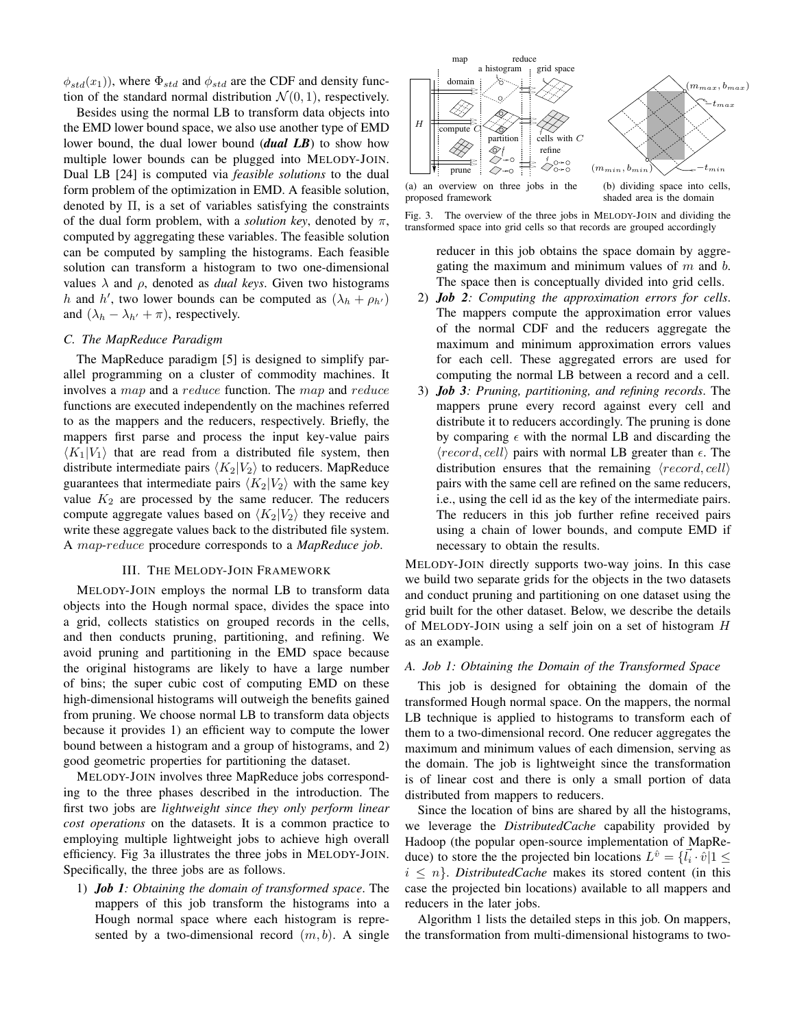$\phi_{std}(x_1)$), where $\Phi_{std}$ and $\phi_{std}$ are the CDF and density function of the standard normal distribution $\mathcal{N}(0, 1)$, respectively.

Besides using the normal LB to transform data objects into the EMD lower bound space, we also use another type of EMD lower bound, the dual lower bound (***dual LB***) to show how multiple lower bounds can be plugged into MELODY-JOIN. Dual LB [24] is computed via *feasible solutions* to the dual form problem of the optimization in EMD. A feasible solution, denoted by $\Pi$, is a set of variables satisfying the constraints of the dual form problem, with a *solution key*, denoted by $\pi$, computed by aggregating these variables. The feasible solution can be computed by sampling the histograms. Each feasible solution can transform a histogram to two one-dimensional values $\lambda$ and $\rho$, denoted as *dual keys*. Given two histograms $h$ and $h'$, two lower bounds can be computed as $(\lambda_h + \rho_{h'})$ and $(\lambda_h - \lambda_{h'} + \pi)$, respectively.

### C. The MapReduce Paradigm

The MapReduce paradigm [5] is designed to simplify parallel programming on a cluster of commodity machines. It involves a $map$ and a $reduce$ function. The $map$ and $reduce$ functions are executed independently on the machines referred to as the mappers and the reducers, respectively. Briefly, the mappers first parse and process the input key-value pairs $\langle K_1|V_1\rangle$ that are read from a distributed file system, then distribute intermediate pairs $\langle K_2|V_2\rangle$ to reducers. MapReduce guarantees that intermediate pairs $\langle K_2|V_2\rangle$ with the same key value $K_2$ are processed by the same reducer. The reducers compute aggregate values based on $\langle K_2|V_2\rangle$ they receive and write these aggregate values back to the distributed file system. A $map$-$reduce$ procedure corresponds to a *MapReduce job*.

## III. THE MELODY-JOIN FRAMEWORK

MELODY-JOIN employs the normal LB to transform data objects into the Hough normal space, divides the space into a grid, collects statistics on grouped records in the cells, and then conducts pruning, partitioning, and refining. We avoid pruning and partitioning in the EMD space because the original histograms are likely to have a large number of bins; the super cubic cost of computing EMD on these high-dimensional histograms will outweigh the benefits gained from pruning. We choose normal LB to transform data objects because it provides 1) an efficient way to compute the lower bound between a histogram and a group of histograms, and 2) good geometric properties for partitioning the dataset.

MELODY-JOIN involves three MapReduce jobs corresponding to the three phases described in the introduction. The first two jobs are *lightweight since they only perform linear cost operations* on the datasets. It is a common practice to employing multiple lightweight jobs to achieve high overall efficiency. Fig 3a illustrates the three jobs in MELODY-JOIN. Specifically, the three jobs are as follows.

1) ***Job 1**: Obtaining the domain of transformed space*. The mappers of this job transform the histograms into a Hough normal space where each histogram is represented by a two-dimensional record $(m, b)$. A single reducer in this job obtains the space domain by aggregating the maximum and minimum values of $m$ and $b$. The space then is conceptually divided into grid cells.
2) ***Job 2**: Computing the approximation errors for cells*. The mappers compute the approximation error values of the normal CDF and the reducers aggregate the maximum and minimum approximation errors values for each cell. These aggregated errors are used for computing the normal LB between a record and a cell.
3) ***Job 3**: Pruning, partitioning, and refining records*. The mappers prune every record against every cell and distribute it to reducers accordingly. The pruning is done by comparing $\epsilon$ with the normal LB and discarding the $\langle record, cell\rangle$ pairs with normal LB greater than $\epsilon$. The distribution ensures that the remaining $\langle record, cell\rangle$ pairs with the same cell are refined on the same reducers, i.e., using the cell id as the key of the intermediate pairs. The reducers in this job further refine received pairs using a chain of lower bounds, and compute EMD if necessary to obtain the results.

(a) an overview on three jobs in the proposed framework

(b) dividing space into cells, shaded area is the domain

Fig. 3. The overview of the three jobs in MELODY-JOIN and dividing the transformed space into grid cells so that records are grouped accordingly

MELODY-JOIN directly supports two-way joins. In this case we build two separate grids for the objects in the two datasets and conduct pruning and partitioning on one dataset using the grid built for the other dataset. Below, we describe the details of MELODY-JOIN using a self join on a set of histogram $H$ as an example.

### A. Job 1: Obtaining the Domain of the Transformed Space

This job is designed for obtaining the domain of the transformed Hough normal space. On the mappers, the normal LB technique is applied to histograms to transform each of them to a two-dimensional record. One reducer aggregates the maximum and minimum values of each dimension, serving as the domain. The job is lightweight since the transformation is of linear cost and there is only a small portion of data distributed from mappers to reducers.

Since the location of bins are shared by all the histograms, we leverage the *DistributedCache* capability provided by Hadoop (the popular open-source implementation of MapReduce) to store the the projected bin locations $L^{\hat{v}} = \{\vec{l_i} \cdot \hat{v} | 1 \leq i \leq n\}$. *DistributedCache* makes its stored content (in this case the projected bin locations) available to all mappers and reducers in the later jobs.

Algorithm 1 lists the detailed steps in this job. On mappers, the transformation from multi-dimensional histograms to two-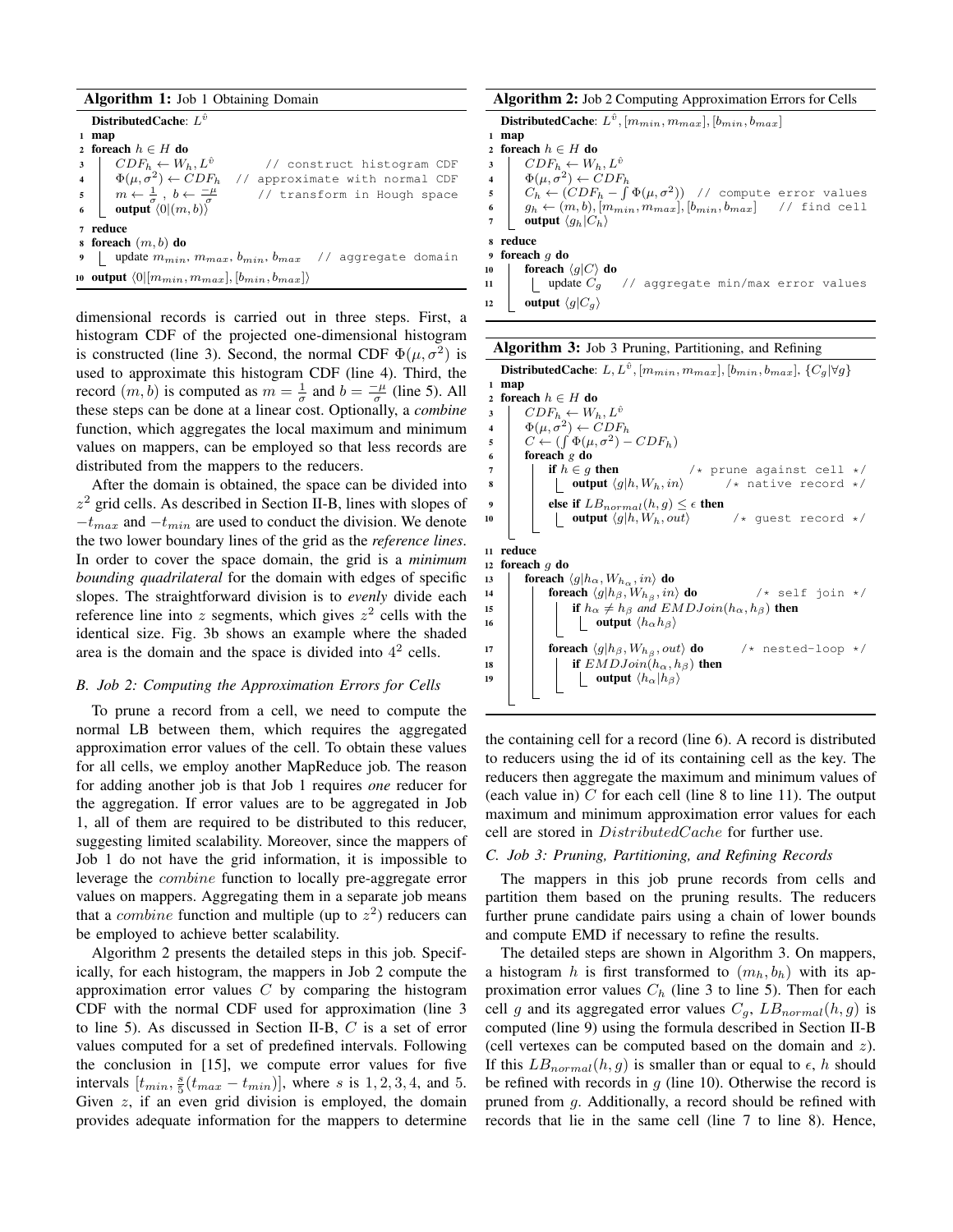**Algorithm 1:** Job 1 Obtaining Domain

```
DistributedCache: L^v̂
1  map
2  foreach h ∈ H do
3  |  CDF_h ← W_h, L^v̂           // construct histogram CDF
4  |  Φ(μ, σ²) ← CDF_h    // approximate with normal CDF
5  |  m ← 1/σ , b ← −μ/σ          // transform in Hough space
6  |  output ⟨0|(m, b)⟩
7  reduce
8  foreach (m, b) do
9  |  update m_min, m_max, b_min, b_max   // aggregate domain
10 output ⟨0|[m_min, m_max], [b_min, b_max]⟩
```

dimensional records is carried out in three steps. First, a histogram CDF of the projected one-dimensional histogram is constructed (line 3). Second, the normal CDF $\Phi(\mu, \sigma^2)$ is used to approximate this histogram CDF (line 4). Third, the record $(m, b)$ is computed as $m = \frac{1}{\sigma}$ and $b = \frac{-\mu}{\sigma}$ (line 5). All these steps can be done at a linear cost. Optionally, a *combine* function, which aggregates the local maximum and minimum values on mappers, can be employed so that less records are distributed from the mappers to the reducers.

After the domain is obtained, the space can be divided into $z^2$ grid cells. As described in Section II-B, lines with slopes of $-t_{max}$ and $-t_{min}$ are used to conduct the division. We denote the two lower boundary lines of the grid as the *reference lines*. In order to cover the space domain, the grid is a *minimum bounding quadrilateral* for the domain with edges of specific slopes. The straightforward division is to *evenly* divide each reference line into $z$ segments, which gives $z^2$ cells with the identical size. Fig. 3b shows an example where the shaded area is the domain and the space is divided into $4^2$ cells.

### B. Job 2: Computing the Approximation Errors for Cells

To prune a record from a cell, we need to compute the normal LB between them, which requires the aggregated approximation error values of the cell. To obtain these values for all cells, we employ another MapReduce job. The reason for adding another job is that Job 1 requires *one* reducer for the aggregation. If error values are to be aggregated in Job 1, all of them are required to be distributed to this reducer, suggesting limited scalability. Moreover, since the mappers of Job 1 do not have the grid information, it is impossible to leverage the *combine* function to locally pre-aggregate error values on mappers. Aggregating them in a separate job means that a *combine* function and multiple (up to $z^2$) reducers can be employed to achieve better scalability.

Algorithm 2 presents the detailed steps in this job. Specifically, for each histogram, the mappers in Job 2 compute the approximation error values $C$ by comparing the histogram CDF with the normal CDF used for approximation (line 3 to line 5). As discussed in Section II-B, $C$ is a set of error values computed for a set of predefined intervals. Following the conclusion in [15], we compute error values for five intervals $[t_{min}, \frac{s}{5}(t_{max} - t_{min})]$, where $s$ is 1, 2, 3, 4, and 5. Given $z$, if an even grid division is employed, the domain provides adequate information for the mappers to determine the containing cell for a record (line 6). A record is distributed to reducers using the id of its containing cell as the key. The reducers then aggregate the maximum and minimum values of (each value in) $C$ for each cell (line 8 to line 11). The output maximum and minimum approximation error values for each cell are stored in $DistributedCache$ for further use.

**Algorithm 2:** Job 2 Computing Approximation Errors for Cells

```
DistributedCache: L^v̂, [m_min, m_max], [b_min, b_max]
1  map
2  foreach h ∈ H do
3  |  CDF_h ← W_h, L^v̂
4  |  Φ(μ, σ²) ← CDF_h
5  |  C_h ← (CDF_h − ∫Φ(μ, σ²))  // compute error values
6  |  g_h ← (m, b), [m_min, m_max], [b_min, b_max]    // find cell
7  |  output ⟨g_h|C_h⟩
8  reduce
9  foreach g do
10 |  foreach ⟨g|C⟩ do
11 |  |  update C_g   // aggregate min/max error values
12 |  output ⟨g|C_g⟩
```

**Algorithm 3:** Job 3 Pruning, Partitioning, and Refining

```
DistributedCache: L, L^v̂, [m_min, m_max], [b_min, b_max], {C_g|∀g}
1  map
2  foreach h ∈ H do
3  |  CDF_h ← W_h, L^v̂
4  |  Φ(μ, σ²) ← CDF_h
5  |  C ← (∫Φ(μ, σ²) − CDF_h)
6  |  foreach g do
7  |  |  if h ∈ g then              /* prune against cell */
8  |  |  |  output ⟨g|h, W_h, in⟩        /* native record */
9  |  |  else if LB_normal(h, g) ≤ ε then
10 |  |  |  output ⟨g|h, W_h, out⟩         /* guest record */
11 reduce
12 foreach g do
13 |  foreach ⟨g|h_α, W_hα, in⟩ do
14 |  |  foreach ⟨g|h_β, W_hβ, in⟩ do          /* self join */
15 |  |  |  if h_α ≠ h_β and EMDJoin(h_α, h_β) then
16 |  |  |  |  output ⟨h_α h_β⟩
17 |  |  foreach ⟨g|h_β, W_hβ, out⟩ do       /* nested-loop */
18 |  |  |  if EMDJoin(h_α, h_β) then
19 |  |  |  |  output ⟨h_α|h_β⟩
```

### C. Job 3: Pruning, Partitioning, and Refining Records

The mappers in this job prune records from cells and partition them based on the pruning results. The reducers further prune candidate pairs using a chain of lower bounds and compute EMD if necessary to refine the results.

The detailed steps are shown in Algorithm 3. On mappers, a histogram $h$ is first transformed to $(m_h, b_h)$ with its approximation error values $C_h$ (line 3 to line 5). Then for each cell $g$ and its aggregated error values $C_g$, $LB_{normal}(h, g)$ is computed (line 9) using the formula described in Section II-B (cell vertexes can be computed based on the domain and $z$). If this $LB_{normal}(h, g)$ is smaller than or equal to $\epsilon$, $h$ should be refined with records in $g$ (line 10). Otherwise the record is pruned from $g$. Additionally, a record should be refined with records that lie in the same cell (line 7 to line 8). Hence,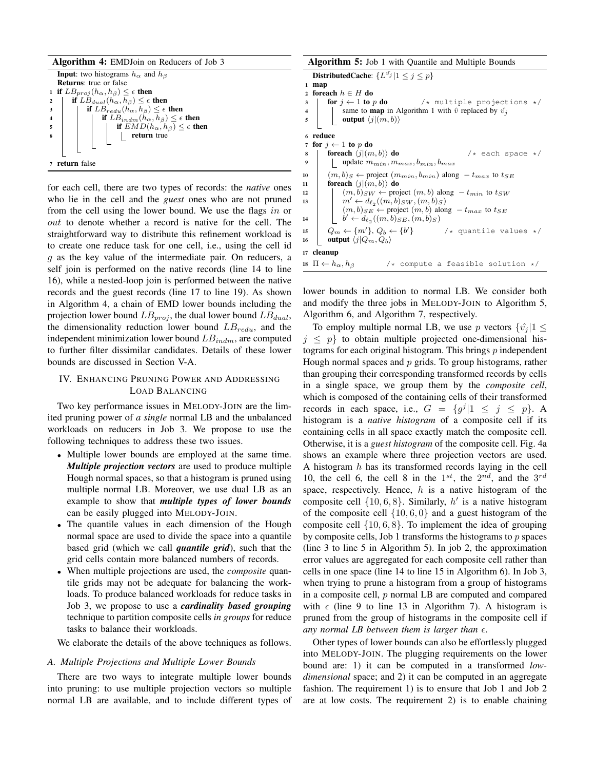**Algorithm 4:** EMDJoin on Reducers of Job 3

```
Input: two histograms h_α and h_β
Returns: true or false
1 if LB_proj(h_α, h_β) ≤ ε then
2     if LB_dual(h_α, h_β) ≤ ε then
3         if LB_redu(h_α, h_β) ≤ ε then
4             if LB_indm(h_α, h_β) ≤ ε then
5                 if EMD(h_α, h_β) ≤ ε then
6                     return true
7 return false
```

for each cell, there are two types of records: the *native* ones who lie in the cell and the *guest* ones who are not pruned from the cell using the lower bound. We use the flags $in$ or $out$ to denote whether a record is native for the cell. The straightforward way to distribute this refinement workload is to create one reduce task for one cell, i.e., using the cell id $g$ as the key value of the intermediate pair. On reducers, a self join is performed on the native records (line 14 to line 16), while a nested-loop join is performed between the native records and the guest records (line 17 to line 19). As shown in Algorithm 4, a chain of EMD lower bounds including the projection lower bound $LB_{proj}$, the dual lower bound $LB_{dual}$, the dimensionality reduction lower bound $LB_{redu}$, and the independent minimization lower bound $LB_{indm}$, are computed to further filter dissimilar candidates. Details of these lower bounds are discussed in Section V-A.

## IV. Enhancing Pruning Power and Addressing Load Balancing

Two key performance issues in MELODY-JOIN are the limited pruning power of *a single* normal LB and the unbalanced workloads on reducers in Job 3. We propose to use the following techniques to address these two issues.

- Multiple lower bounds are employed at the same time. ***Multiple projection vectors*** are used to produce multiple Hough normal spaces, so that a histogram is pruned using multiple normal LB. Moreover, we use dual LB as an example to show that ***multiple types of lower bounds*** can be easily plugged into MELODY-JOIN.
- The quantile values in each dimension of the Hough normal space are used to divide the space into a quantile based grid (which we call ***quantile grid***), such that the grid cells contain more balanced numbers of records.
- When multiple projections are used, the *composite* quantile grids may not be adequate for balancing the workloads. To produce balanced workloads for reduce tasks in Job 3, we propose to use a ***cardinality based grouping*** technique to partition composite cells *in groups* for reduce tasks to balance their workloads.

We elaborate the details of the above techniques as follows.

### A. Multiple Projections and Multiple Lower Bounds

There are two ways to integrate multiple lower bounds into pruning: to use multiple projection vectors so multiple normal LB are available, and to include different types of lower bounds in addition to normal LB. We consider both and modify the three jobs in MELODY-JOIN to Algorithm 5, Algorithm 6, and Algorithm 7, respectively.

**Algorithm 5:** Job 1 with Quantile and Multiple Bounds

```
DistributedCache: {L^{v̂_j} | 1 ≤ j ≤ p}
1  map
2  foreach h ∈ H do
3      for j ← 1 to p do                /* multiple projections */
4          same to map in Algorithm 1 with v̂ replaced by v̂_j
5          output ⟨j|(m, b)⟩
6  reduce
7  for j ← 1 to p do
8      foreach ⟨j|(m, b)⟩ do                     /* each space */
9          update m_min, m_max, b_min, b_max
10     (m, b)_S ← project (m_min, b_min) along −t_max to t_SE
11     foreach ⟨j|(m, b)⟩ do
12         (m, b)_SW ← project (m, b) along −t_min to t_SW
13         m' ← d_ℓ2((m, b)_SW, (m, b)_S)
           (m, b)_SE ← project (m, b) along −t_max to t_SE
14         b' ← d_ℓ2((m, b)_SE, (m, b)_S)
15     Q_m ← {m'}, Q_b ← {b'}              /* quantile values */
16     output ⟨j|Q_m, Q_b⟩
17 cleanup
18 Π ← h_α, h_β                /* compute a feasible solution */
```

To employ multiple normal LB, we use $p$ vectors $\{\hat{v_j}|1 \leq j \leq p\}$ to obtain multiple projected one-dimensional histograms for each original histogram. This brings $p$ independent Hough normal spaces and $p$ grids. To group histograms, rather than grouping their corresponding transformed records by cells in a single space, we group them by the *composite cell*, which is composed of the containing cells of their transformed records in each space, i.e., $G = \{g^j|1 \leq j \leq p\}$. A histogram is a *native histogram* of a composite cell if its containing cells in all space exactly match the composite cell. Otherwise, it is a *guest histogram* of the composite cell. Fig. 4a shows an example where three projection vectors are used. A histogram $h$ has its transformed records laying in the cell 10, the cell 6, the cell 8 in the $1^{st}$, the $2^{nd}$, and the $3^{rd}$ space, respectively. Hence, $h$ is a native histogram of the composite cell $\{10, 6, 8\}$. Similarly, $h'$ is a native histogram of the composite cell $\{10, 6, 0\}$ and a guest histogram of the composite cell $\{10, 6, 8\}$. To implement the idea of grouping by composite cells, Job 1 transforms the histograms to $p$ spaces (line 3 to line 5 in Algorithm 5). In job 2, the approximation error values are aggregated for each composite cell rather than cells in one space (line 14 to line 15 in Algorithm 6). In Job 3, when trying to prune a histogram from a group of histograms in a composite cell, $p$ normal LB are computed and compared with $\epsilon$ (line 9 to line 13 in Algorithm 7). A histogram is pruned from the group of histograms in the composite cell if *any normal LB between them is larger than* $\epsilon$.

Other types of lower bounds can also be effortlessly plugged into MELODY-JOIN. The plugging requirements on the lower bound are: 1) it can be computed in a transformed *low-dimensional* space; and 2) it can be computed in an aggregate fashion. The requirement 1) is to ensure that Job 1 and Job 2 are at low costs. The requirement 2) is to enable chaining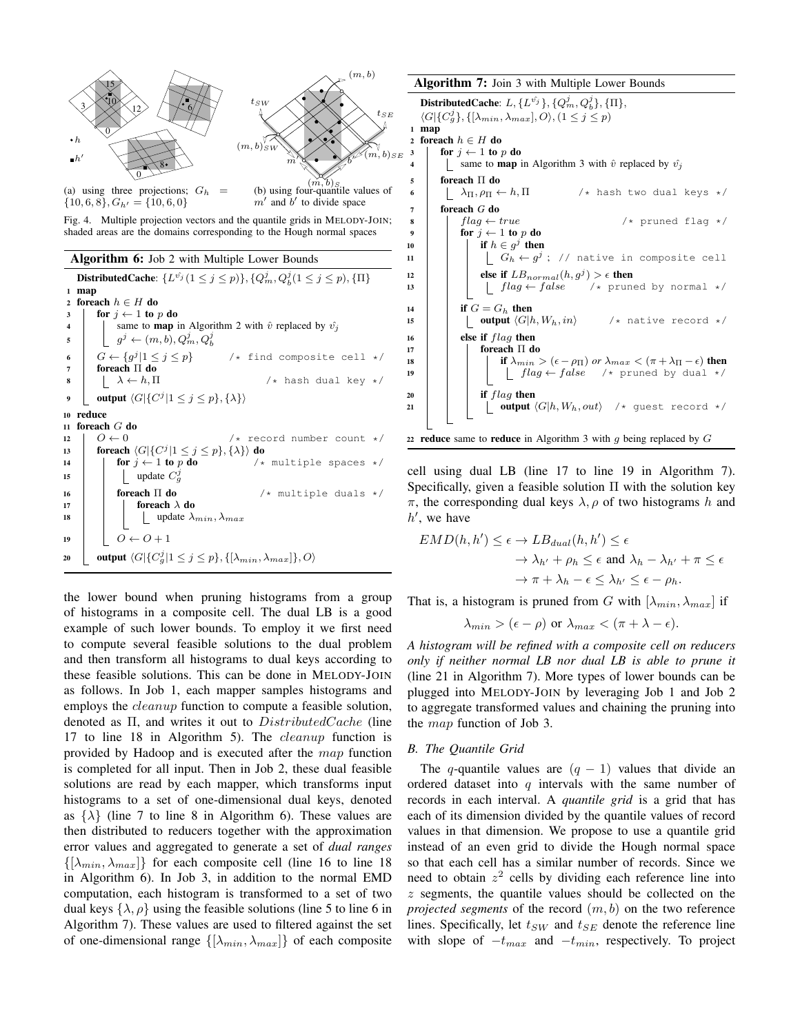(a) using three projections; $G_h = \{10, 6, 8\}$, $G_{h'} = \{10, 6, 0\}$

(b) using four-quantile values of $m'$ and $b'$ to divide space

Fig. 4. Multiple projection vectors and the quantile grids in MELODY-JOIN; shaded areas are the domains corresponding to the Hough normal spaces

**Algorithm 6:** Job 2 with Multiple Lower Bounds

```
  DistributedCache: {L^{v̂_j} (1 ≤ j ≤ p)}, {Q_m^j, Q_b^j (1 ≤ j ≤ p)}, {Π}
1 map
2 foreach h ∈ H do
3     for j ← 1 to p do
4         same to map in Algorithm 2 with v̂ replaced by v̂_j
5         g^j ← (m, b), Q_m^j, Q_b^j
6     G ← {g^j | 1 ≤ j ≤ p}          /* find composite cell */
7     foreach Π do
8         λ ← h, Π                      /* hash dual key */
9     output ⟨G | {C^j | 1 ≤ j ≤ p}, {λ}⟩
10 reduce
11 foreach G do
12     O ← 0                            /* record number count */
13     foreach ⟨G | {C^j | 1 ≤ j ≤ p}, {λ}⟩ do
14         for j ← 1 to p do            /* multiple spaces */
15             update C_g^j
16         foreach Π do                 /* multiple duals */
17             foreach λ do
18                 update λ_min, λ_max
19         O ← O + 1
20     output ⟨G | {C_g^j | 1 ≤ j ≤ p}, {[λ_min, λ_max]}, O⟩
```

the lower bound when pruning histograms from a group of histograms in a composite cell. The dual LB is a good example of such lower bounds. To employ it we first need to compute several feasible solutions to the dual problem and then transform all histograms to dual keys according to these feasible solutions. This can be done in MELODY-JOIN as follows. In Job 1, each mapper samples histograms and employs the *cleanup* function to compute a feasible solution, denoted as $\Pi$, and writes it out to *DistributedCache* (line 17 to line 18 in Algorithm 5). The *cleanup* function is provided by Hadoop and is executed after the *map* function is completed for all input. Then in Job 2, these dual feasible solutions are read by each mapper, which transforms input histograms to a set of one-dimensional dual keys, denoted as $\{\lambda\}$ (line 7 to line 8 in Algorithm 6). These values are then distributed to reducers together with the approximation error values and aggregated to generate a set of *dual ranges* $\{[\lambda_{min}, \lambda_{max}]\}$ for each composite cell (line 16 to line 18 in Algorithm 6). In Job 3, in addition to the normal EMD computation, each histogram is transformed to a set of two dual keys $\{\lambda, \rho\}$ using the feasible solutions (line 5 to line 6 in Algorithm 7). These values are used to filtered against the set of one-dimensional range $\{[\lambda_{min}, \lambda_{max}]\}$ of each composite

**Algorithm 7:** Join 3 with Multiple Lower Bounds

```
  DistributedCache: L, {L^{v̂_j}}, {Q_m^j, Q_b^j}, {Π},
  ⟨G | {C_g^j}, {[λ_min, λ_max], O⟩, (1 ≤ j ≤ p)
1 map
2 foreach h ∈ H do
3     for j ← 1 to p do
4         same to map in Algorithm 3 with v̂ replaced by v̂_j
5     foreach Π do
6         λ_Π, ρ_Π ← h, Π               /* hash two dual keys */
7     foreach G do
8         flag ← true                  /* pruned flag */
9         for j ← 1 to p do
10            if h ∈ g^j then
11                G_h ← g^j ; // native in composite cell
12            else if LB_normal(h, g^j) > ε then
13                flag ← false        /* pruned by normal */
14        if G = G_h then
15            output ⟨G | h, W_h, in⟩    /* native record */
16        else if flag then
17            foreach Π do
18                if λ_min > (ε − ρ_Π) or λ_max < (π + λ_Π − ε) then
19                    flag ← false   /* pruned by dual */
20            if flag then
21                output ⟨G | h, W_h, out⟩  /* guest record */
22 reduce same to reduce in Algorithm 3 with g being replaced by G
```

cell using dual LB (line 17 to line 19 in Algorithm 7). Specifically, given a feasible solution $\Pi$ with the solution key $\pi$, the corresponding dual keys $\lambda, \rho$ of two histograms $h$ and $h'$, we have

$$
\begin{aligned}
EMD(h, h') \le \epsilon &\to LB_{dual}(h, h') \le \epsilon \\
&\to \lambda_{h'} + \rho_h \le \epsilon \text{ and } \lambda_h - \lambda_{h'} + \pi \le \epsilon \\
&\to \pi + \lambda_h - \epsilon \le \lambda_{h'} \le \epsilon - \rho_h.
\end{aligned}
$$

That is, a histogram is pruned from $G$ with $[\lambda_{min}, \lambda_{max}]$ if

$$\lambda_{min} > (\epsilon - \rho) \text{ or } \lambda_{max} < (\pi + \lambda - \epsilon).$$

*A histogram will be refined with a composite cell on reducers only if neither normal LB nor dual LB is able to prune it* (line 21 in Algorithm 7). More types of lower bounds can be plugged into MELODY-JOIN by leveraging Job 1 and Job 2 to aggregate transformed values and chaining the pruning into the *map* function of Job 3.

### B. The Quantile Grid

The $q$-quantile values are $(q-1)$ values that divide an ordered dataset into $q$ intervals with the same number of records in each interval. A *quantile grid* is a grid that has each of its dimension divided by the quantile values of record values in that dimension. We propose to use a quantile grid instead of an even grid to divide the Hough normal space so that each cell has a similar number of records. Since we need to obtain $z^2$ cells by dividing each reference line into $z$ segments, the quantile values should be collected on the *projected segments* of the record $(m, b)$ on the two reference lines. Specifically, let $t_{SW}$ and $t_{SE}$ denote the reference line with slope of $-t_{max}$ and $-t_{min}$, respectively. To project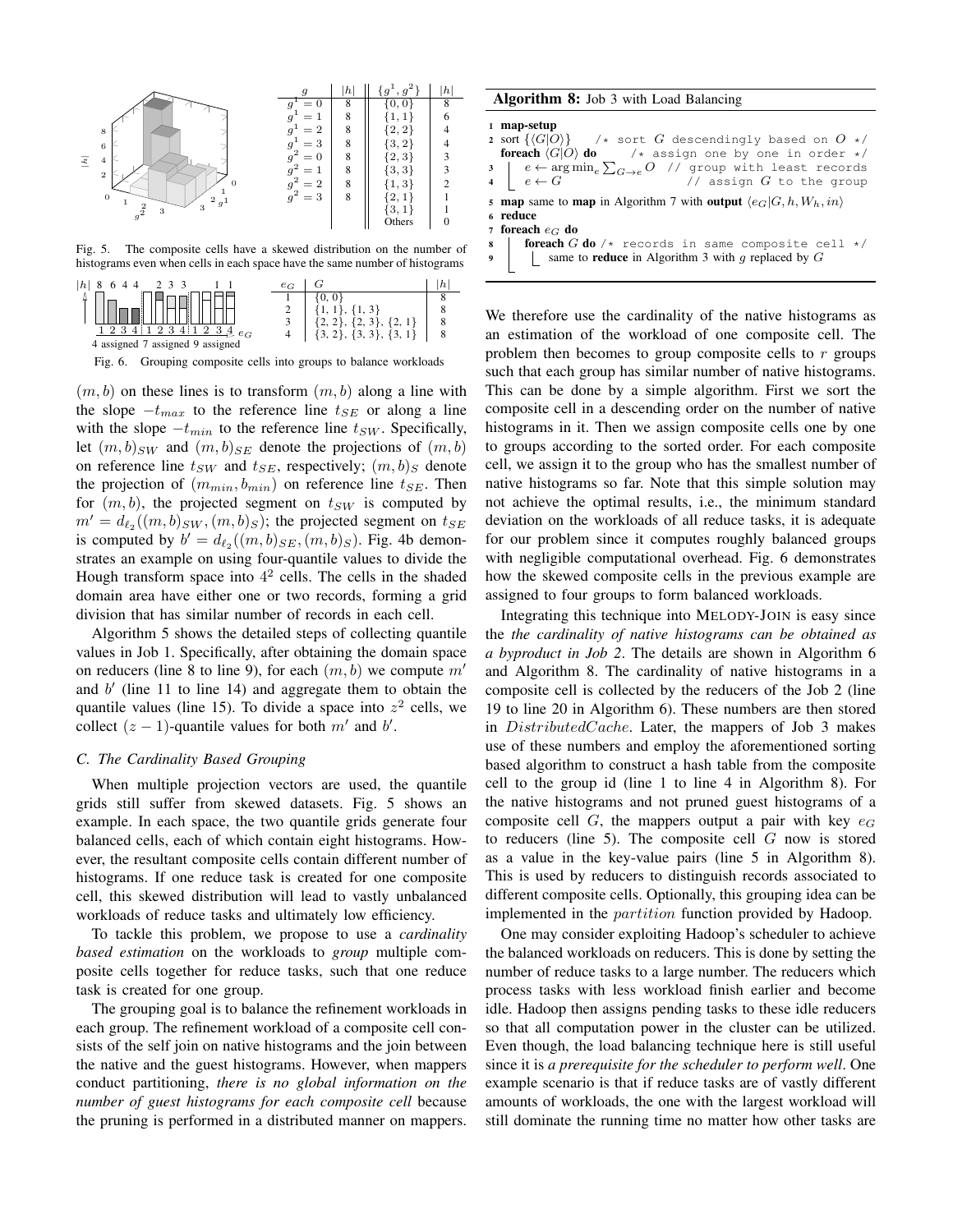| $g$ | $\|h\|$ | $\{g^1, g^2\}$ | $\|h\|$ |
|---|---|---|---|
| $g^1 = 0$ | 8 | {0, 0} | 8 |
| $g^1 = 1$ | 8 | {1, 1} | 6 |
| $g^1 = 2$ | 8 | {2, 2} | 4 |
| $g^1 = 3$ | 8 | {3, 2} | 4 |
| $g^2 = 0$ | 8 | {2, 3} | 3 |
| $g^2 = 1$ | 8 | {3, 3} | 3 |
| $g^2 = 2$ | 8 | {1, 3} | 2 |
| $g^2 = 3$ | 8 | {2, 1} | 1 |
| | | {3, 1} | 1 |
| | | Others | 0 |

Fig. 5. The composite cells have a skewed distribution on the number of histograms even when cells in each space have the same number of histograms

| $e_G$ | $G$ | $\|h\|$ |
|---|---|---|
| 1 | {0, 0} | 8 |
| 2 | {1, 1}, {1, 3} | 8 |
| 3 | {2, 2}, {2, 3}, {2, 1} | 8 |
| 4 | {3, 2}, {3, 3}, {3, 1} | 8 |

Fig. 6. Grouping composite cells into groups to balance workloads

$(m, b)$ on these lines is to transform $(m, b)$ along a line with the slope $-t_{max}$ to the reference line $t_{SE}$ or along a line with the slope $-t_{min}$ to the reference line $t_{SW}$. Specifically, let $(m, b)_{SW}$ and $(m, b)_{SE}$ denote the projections of $(m, b)$ on reference line $t_{SW}$ and $t_{SE}$, respectively; $(m, b)_S$ denote the projection of $(m_{min}, b_{min})$ on reference line $t_{SE}$. Then for $(m, b)$, the projected segment on $t_{SW}$ is computed by $m' = d_{\ell_2}((m, b)_{SW}, (m, b)_S)$; the projected segment on $t_{SE}$ is computed by $b' = d_{\ell_2}((m, b)_{SE}, (m, b)_S)$. Fig. 4b demonstrates an example on using four-quantile values to divide the Hough transform space into $4^2$ cells. The cells in the shaded domain area have either one or two records, forming a grid division that has similar number of records in each cell.

Algorithm 5 shows the detailed steps of collecting quantile values in Job 1. Specifically, after obtaining the domain space on reducers (line 8 to line 9), for each $(m, b)$ we compute $m'$ and $b'$ (line 11 to line 14) and aggregate them to obtain the quantile values (line 15). To divide a space into $z^2$ cells, we collect $(z-1)$-quantile values for both $m'$ and $b'$.

### C. The Cardinality Based Grouping

When multiple projection vectors are used, the quantile grids still suffer from skewed datasets. Fig. 5 shows an example. In each space, the two quantile grids generate four balanced cells, each of which contain eight histograms. However, the resultant composite cells contain different number of histograms. If one reduce task is created for one composite cell, this skewed distribution will lead to vastly unbalanced workloads of reduce tasks and ultimately low efficiency.

To tackle this problem, we propose to use a *cardinality based estimation* on the workloads to *group* multiple composite cells together for reduce tasks, such that one reduce task is created for one group.

The grouping goal is to balance the refinement workloads in each group. The refinement workload of a composite cell consists of the self join on native histograms and the join between the native and the guest histograms. However, when mappers conduct partitioning, *there is no global information on the number of guest histograms for each composite cell* because the pruning is performed in a distributed manner on mappers.

**Algorithm 8:** Job 3 with Load Balancing

```
1 map-setup
2   sort {⟨G|O⟩}      /* sort G descendingly based on O */
    foreach ⟨G|O⟩ do   /* assign one by one in order */
3     e ← arg min_e Σ_{G→e} O  // group with least records
4     e ← G                    // assign G to the group
5 map same to map in Algorithm 7 with output ⟨e_G|G, h, W_h, in⟩
6 reduce
7   foreach e_G do
8     foreach G do /* records in same composite cell */
9       same to reduce in Algorithm 3 with g replaced by G
```

We therefore use the cardinality of the native histograms as an estimation of the workload of one composite cell. The problem then becomes to group composite cells to $r$ groups such that each group has similar number of native histograms. This can be done by a simple algorithm. First we sort the composite cell in a descending order on the number of native histograms in it. Then we assign composite cells one by one to groups according to the sorted order. For each composite cell, we assign it to the group who has the smallest number of native histograms so far. Note that this simple solution may not achieve the optimal results, i.e., the minimum standard deviation on the workloads of all reduce tasks, it is adequate for our problem since it computes roughly balanced groups with negligible computational overhead. Fig. 6 demonstrates how the skewed composite cells in the previous example are assigned to four groups to form balanced workloads.

Integrating this technique into MELODY-JOIN is easy since the *the cardinality of native histograms can be obtained as a byproduct in Job 2*. The details are shown in Algorithm 6 and Algorithm 8. The cardinality of native histograms in a composite cell is collected by the reducers of the Job 2 (line 19 to line 20 in Algorithm 6). These numbers are then stored in $DistributedCache$. Later, the mappers of Job 3 makes use of these numbers and employ the aforementioned sorting based algorithm to construct a hash table from the composite cell to the group id (line 1 to line 4 in Algorithm 8). For the native histograms and not pruned guest histograms of a composite cell $G$, the mappers output a pair with key $e_G$ to reducers (line 5). The composite cell $G$ now is stored as a value in the key-value pairs (line 5 in Algorithm 8). This is used by reducers to distinguish records associated to different composite cells. Optionally, this grouping idea can be implemented in the $partition$ function provided by Hadoop.

One may consider exploiting Hadoop's scheduler to achieve the balanced workloads on reducers. This is done by setting the number of reduce tasks to a large number. The reducers which process tasks with less workload finish earlier and become idle. Hadoop then assigns pending tasks to these idle reducers so that all computation power in the cluster can be utilized. Even though, the load balancing technique here is still useful since it is *a prerequisite for the scheduler to perform well*. One example scenario is that if reduce tasks are of vastly different amounts of workloads, the one with the largest workload will still dominate the running time no matter how other tasks are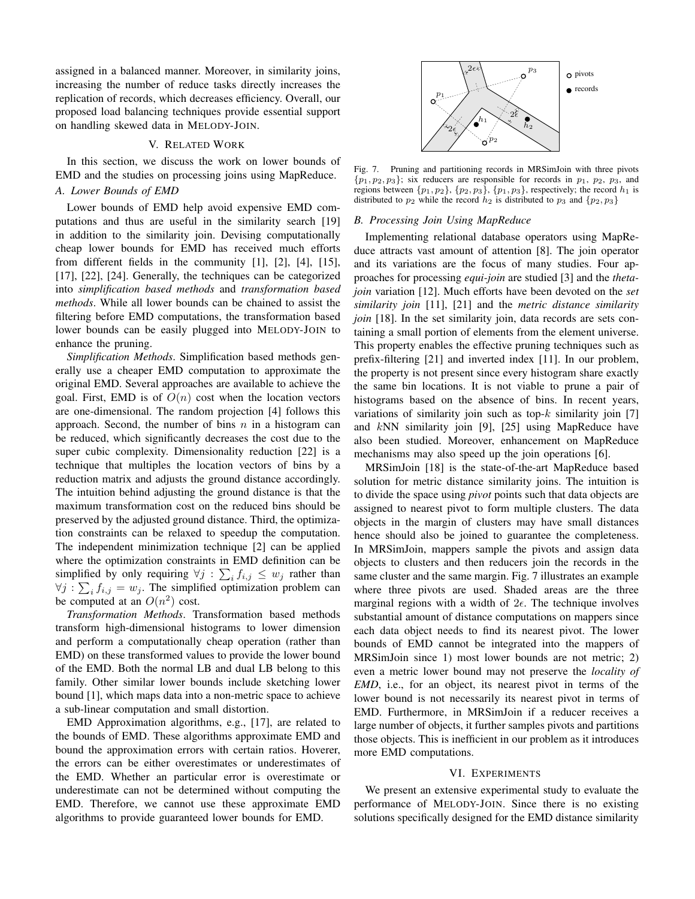assigned in a balanced manner. Moreover, in similarity joins, increasing the number of reduce tasks directly increases the replication of records, which decreases efficiency. Overall, our proposed load balancing techniques provide essential support on handling skewed data in MELODY-JOIN.

## V. RELATED WORK

In this section, we discuss the work on lower bounds of EMD and the studies on processing joins using MapReduce.

### A. Lower Bounds of EMD

Lower bounds of EMD help avoid expensive EMD computations and thus are useful in the similarity search [19] in addition to the similarity join. Devising computationally cheap lower bounds for EMD has received much efforts from different fields in the community [1], [2], [4], [15], [17], [22], [24]. Generally, the techniques can be categorized into *simplification based methods* and *transformation based methods*. While all lower bounds can be chained to assist the filtering before EMD computations, the transformation based lower bounds can be easily plugged into MELODY-JOIN to enhance the pruning.

*Simplification Methods*. Simplification based methods generally use a cheaper EMD computation to approximate the original EMD. Several approaches are available to achieve the goal. First, EMD is of $O(n)$ cost when the location vectors are one-dimensional. The random projection [4] follows this approach. Second, the number of bins $n$ in a histogram can be reduced, which significantly decreases the cost due to the super cubic complexity. Dimensionality reduction [22] is a technique that multiples the location vectors of bins by a reduction matrix and adjusts the ground distance accordingly. The intuition behind adjusting the ground distance is that the maximum transformation cost on the reduced bins should be preserved by the adjusted ground distance. Third, the optimization constraints can be relaxed to speedup the computation. The independent minimization technique [2] can be applied where the optimization constraints in EMD definition can be simplified by only requiring $\forall j : \sum_i f_{i,j} \leq w_j$ rather than $\forall j : \sum_i f_{i,j} = w_j$. The simplified optimization problem can be computed at an $O(n^2)$ cost.

*Transformation Methods*. Transformation based methods transform high-dimensional histograms to lower dimension and perform a computationally cheap operation (rather than EMD) on these transformed values to provide the lower bound of the EMD. Both the normal LB and dual LB belong to this family. Other similar lower bounds include sketching lower bound [1], which maps data into a non-metric space to achieve a sub-linear computation and small distortion.

EMD Approximation algorithms, e.g., [17], are related to the bounds of EMD. These algorithms approximate EMD and bound the approximation errors with certain ratios. Hoverer, the errors can be either overestimates or underestimates of the EMD. Whether an particular error is overestimate or underestimate can not be determined without computing the EMD. Therefore, we cannot use these approximate EMD algorithms to provide guaranteed lower bounds for EMD.

Fig. 7. Pruning and partitioning records in MRSimJoin with three pivots $\{p_1, p_2, p_3\}$; six reducers are responsible for records in $p_1$, $p_2$, $p_3$, and regions between $\{p_1, p_2\}$, $\{p_2, p_3\}$, $\{p_1, p_3\}$, respectively; the record $h_1$ is distributed to $p_2$ while the record $h_2$ is distributed to $p_3$ and $\{p_2, p_3\}$

### B. Processing Join Using MapReduce

Implementing relational database operators using MapReduce attracts vast amount of attention [8]. The join operator and its variations are the focus of many studies. Four approaches for processing *equi-join* are studied [3] and the *theta-join* variation [12]. Much efforts have been devoted on the *set similarity join* [11], [21] and the *metric distance similarity join* [18]. In the set similarity join, data records are sets containing a small portion of elements from the element universe. This property enables the effective pruning techniques such as prefix-filtering [21] and inverted index [11]. In our problem, the property is not present since every histogram share exactly the same bin locations. It is not viable to prune a pair of histograms based on the absence of bins. In recent years, variations of similarity join such as top-$k$ similarity join [7] and $k$NN similarity join [9], [25] using MapReduce have also been studied. Moreover, enhancement on MapReduce mechanisms may also speed up the join operations [6].

MRSimJoin [18] is the state-of-the-art MapReduce based solution for metric distance similarity joins. The intuition is to divide the space using *pivot* points such that data objects are assigned to nearest pivot to form multiple clusters. The data objects in the margin of clusters may have small distances hence should also be joined to guarantee the completeness. In MRSimJoin, mappers sample the pivots and assign data objects to clusters and then reducers join the records in the same cluster and the same margin. Fig. 7 illustrates an example where three pivots are used. Shaded areas are the three marginal regions with a width of $2\epsilon$. The technique involves substantial amount of distance computations on mappers since each data object needs to find its nearest pivot. The lower bounds of EMD cannot be integrated into the mappers of MRSimJoin since 1) most lower bounds are not metric; 2) even a metric lower bound may not preserve the *locality of EMD*, i.e., for an object, its nearest pivot in terms of the lower bound is not necessarily its nearest pivot in terms of EMD. Furthermore, in MRSimJoin if a reducer receives a large number of objects, it further samples pivots and partitions those objects. This is inefficient in our problem as it introduces more EMD computations.

## VI. EXPERIMENTS

We present an extensive experimental study to evaluate the performance of MELODY-JOIN. Since there is no existing solutions specifically designed for the EMD distance similarity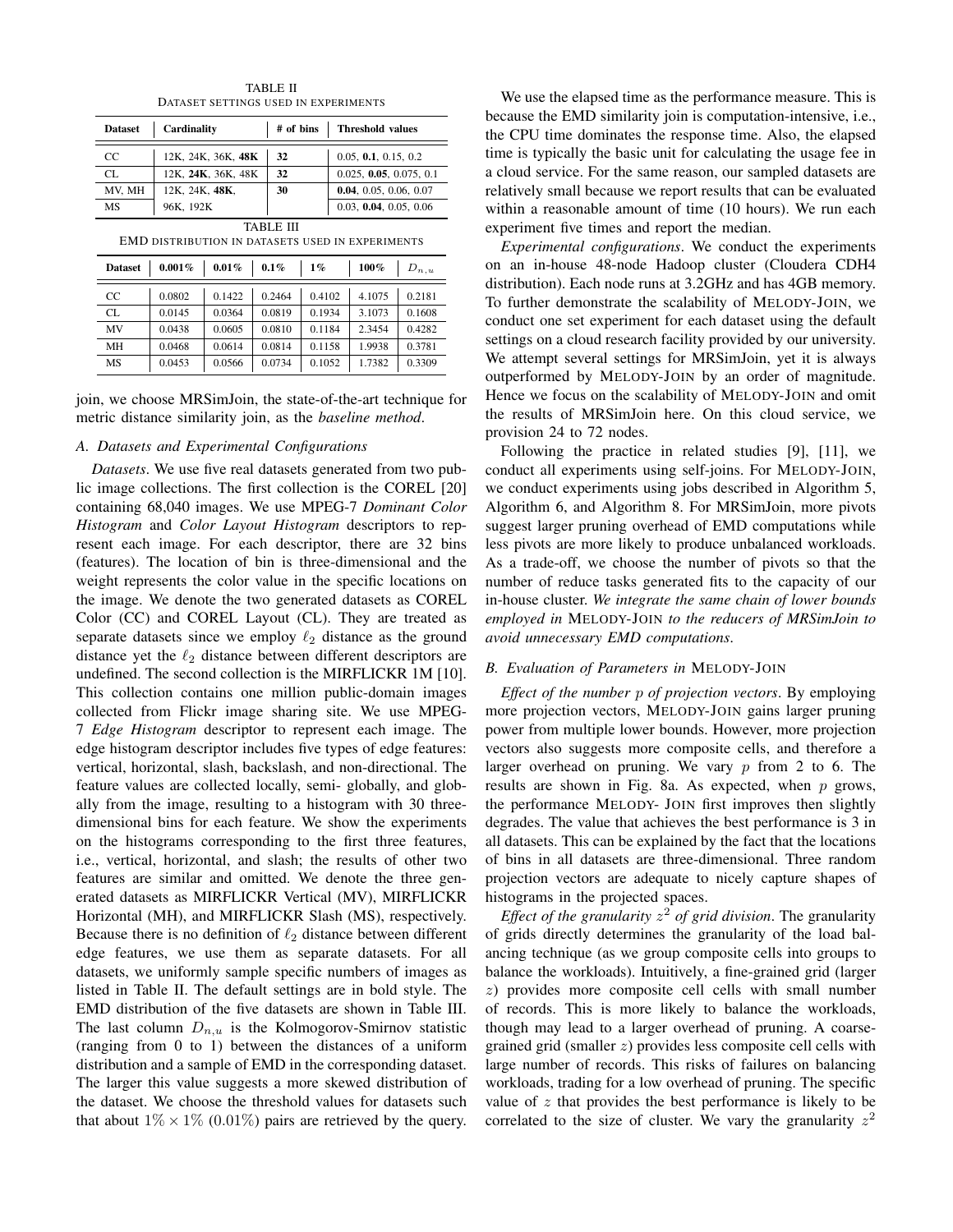TABLE II

DATASET SETTINGS USED IN EXPERIMENTS

| Dataset | Cardinality | # of bins | Threshold values |
|---|---|---|---|
| CC | 12K, 24K, 36K, **48K** | **32** | 0.05, **0.1**, 0.15, 0.2 |
| CL | 12K, **24K**, 36K, 48K | **32** | 0.025, **0.05**, 0.075, 0.1 |
| MV, MH | 12K, 24K, **48K**, | **30** | **0.04**, 0.05, 0.06, 0.07 |
| MS | 96K, 192K | | 0.03, **0.04**, 0.05, 0.06 |

TABLE III

EMD DISTRIBUTION IN DATASETS USED IN EXPERIMENTS

| Dataset | 0.001% | 0.01% | 0.1% | 1% | 100% | $D_{n,u}$ |
|---|---|---|---|---|---|---|
| CC | 0.0802 | 0.1422 | 0.2464 | 0.4102 | 4.1075 | 0.2181 |
| CL | 0.0145 | 0.0364 | 0.0819 | 0.1934 | 3.1073 | 0.1608 |
| MV | 0.0438 | 0.0605 | 0.0810 | 0.1184 | 2.3454 | 0.4282 |
| MH | 0.0468 | 0.0614 | 0.0814 | 0.1158 | 1.9938 | 0.3781 |
| MS | 0.0453 | 0.0566 | 0.0734 | 0.1052 | 1.7382 | 0.3309 |

join, we choose MRSimJoin, the state-of-the-art technique for metric distance similarity join, as the *baseline method*.

### A. Datasets and Experimental Configurations

*Datasets*. We use five real datasets generated from two public image collections. The first collection is the COREL [20] containing 68,040 images. We use MPEG-7 *Dominant Color Histogram* and *Color Layout Histogram* descriptors to represent each image. For each descriptor, there are 32 bins (features). The location of bin is three-dimensional and the weight represents the color value in the specific locations on the image. We denote the two generated datasets as COREL Color (CC) and COREL Layout (CL). They are treated as separate datasets since we employ $\ell_2$ distance as the ground distance yet the $\ell_2$ distance between different descriptors are undefined. The second collection is the MIRFLICKR 1M [10]. This collection contains one million public-domain images collected from Flickr image sharing site. We use MPEG-7 *Edge Histogram* descriptor to represent each image. The edge histogram descriptor includes five types of edge features: vertical, horizontal, slash, backslash, and non-directional. The feature values are collected locally, semi- globally, and globally from the image, resulting to a histogram with 30 three-dimensional bins for each feature. We show the experiments on the histograms corresponding to the first three features, i.e., vertical, horizontal, and slash; the results of other two features are similar and omitted. We denote the three generated datasets as MIRFLICKR Vertical (MV), MIRFLICKR Horizontal (MH), and MIRFLICKR Slash (MS), respectively. Because there is no definition of $\ell_2$ distance between different edge features, we use them as separate datasets. For all datasets, we uniformly sample specific numbers of images as listed in Table II. The default settings are in bold style. The EMD distribution of the five datasets are shown in Table III. The last column $D_{n,u}$ is the Kolmogorov-Smirnov statistic (ranging from 0 to 1) between the distances of a uniform distribution and a sample of EMD in the corresponding dataset. The larger this value suggests a more skewed distribution of the dataset. We choose the threshold values for datasets such that about $1\% \times 1\%$ (0.01%) pairs are retrieved by the query.

We use the elapsed time as the performance measure. This is because the EMD similarity join is computation-intensive, i.e., the CPU time dominates the response time. Also, the elapsed time is typically the basic unit for calculating the usage fee in a cloud service. For the same reason, our sampled datasets are relatively small because we report results that can be evaluated within a reasonable amount of time (10 hours). We run each experiment five times and report the median.

*Experimental configurations*. We conduct the experiments on an in-house 48-node Hadoop cluster (Cloudera CDH4 distribution). Each node runs at 3.2GHz and has 4GB memory. To further demonstrate the scalability of MELODY-JOIN, we conduct one set experiment for each dataset using the default settings on a cloud research facility provided by our university. We attempt several settings for MRSimJoin, yet it is always outperformed by MELODY-JOIN by an order of magnitude. Hence we focus on the scalability of MELODY-JOIN and omit the results of MRSimJoin here. On this cloud service, we provision 24 to 72 nodes.

Following the practice in related studies [9], [11], we conduct all experiments using self-joins. For MELODY-JOIN, we conduct experiments using jobs described in Algorithm 5, Algorithm 6, and Algorithm 8. For MRSimJoin, more pivots suggest larger pruning overhead of EMD computations while less pivots are more likely to produce unbalanced workloads. As a trade-off, we choose the number of pivots so that the number of reduce tasks generated fits to the capacity of our in-house cluster. *We integrate the same chain of lower bounds employed in* MELODY-JOIN *to the reducers of MRSimJoin to avoid unnecessary EMD computations*.

### B. Evaluation of Parameters in MELODY-JOIN

*Effect of the number $p$ of projection vectors*. By employing more projection vectors, MELODY-JOIN gains larger pruning power from multiple lower bounds. However, more projection vectors also suggests more composite cells, and therefore a larger overhead on pruning. We vary $p$ from 2 to 6. The results are shown in Fig. 8a. As expected, when $p$ grows, the performance MELODY- JOIN first improves then slightly degrades. The value that achieves the best performance is 3 in all datasets. This can be explained by the fact that the locations of bins in all datasets are three-dimensional. Three random projection vectors are adequate to nicely capture shapes of histograms in the projected spaces.

*Effect of the granularity $z^2$ of grid division*. The granularity of grids directly determines the granularity of the load balancing technique (as we group composite cells into groups to balance the workloads). Intuitively, a fine-grained grid (larger $z$) provides more composite cell cells with small number of records. This is more likely to balance the workloads, though may lead to a larger overhead of pruning. A coarse-grained grid (smaller $z$) provides less composite cell cells with large number of records. This risks of failures on balancing workloads, trading for a low overhead of pruning. The specific value of $z$ that provides the best performance is likely to be correlated to the size of cluster. We vary the granularity $z^2$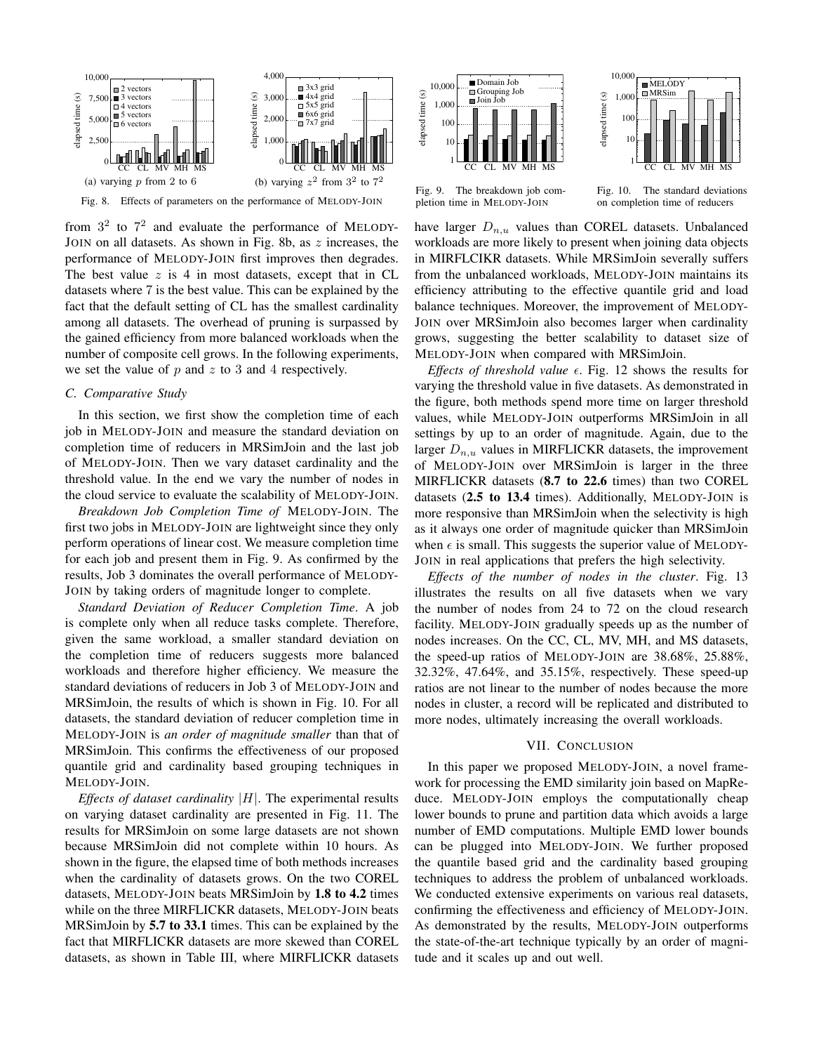(a) varying $p$ from 2 to 6

(b) varying $z^2$ from $3^2$ to $7^2$

Fig. 8. Effects of parameters on the performance of MELODY-JOIN

Fig. 9. The breakdown job completion time in MELODY-JOIN

Fig. 10. The standard deviations on completion time of reducers

from $3^2$ to $7^2$ and evaluate the performance of MELODY-JOIN on all datasets. As shown in Fig. 8b, as $z$ increases, the performance of MELODY-JOIN first improves then degrades. The best value $z$ is 4 in most datasets, except that in CL datasets where 7 is the best value. This can be explained by the fact that the default setting of CL has the smallest cardinality among all datasets. The overhead of pruning is surpassed by the gained efficiency from more balanced workloads when the number of composite cell grows. In the following experiments, we set the value of $p$ and $z$ to 3 and 4 respectively.

### C. Comparative Study

In this section, we first show the completion time of each job in MELODY-JOIN and measure the standard deviation on completion time of reducers in MRSimJoin and the last job of MELODY-JOIN. Then we vary dataset cardinality and the threshold value. In the end we vary the number of nodes in the cloud service to evaluate the scalability of MELODY-JOIN.

*Breakdown Job Completion Time of* MELODY-JOIN. The first two jobs in MELODY-JOIN are lightweight since they only perform operations of linear cost. We measure completion time for each job and present them in Fig. 9. As confirmed by the results, Job 3 dominates the overall performance of MELODY-JOIN by taking orders of magnitude longer to complete.

*Standard Deviation of Reducer Completion Time*. A job is complete only when all reduce tasks complete. Therefore, given the same workload, a smaller standard deviation on the completion time of reducers suggests more balanced workloads and therefore higher efficiency. We measure the standard deviations of reducers in Job 3 of MELODY-JOIN and MRSimJoin, the results of which is shown in Fig. 10. For all datasets, the standard deviation of reducer completion time in MELODY-JOIN is *an order of magnitude smaller* than that of MRSimJoin. This confirms the effectiveness of our proposed quantile grid and cardinality based grouping techniques in MELODY-JOIN.

*Effects of dataset cardinality $|H|$*. The experimental results on varying dataset cardinality are presented in Fig. 11. The results for MRSimJoin on some large datasets are not shown because MRSimJoin did not complete within 10 hours. As shown in the figure, the elapsed time of both methods increases when the cardinality of datasets grows. On the two COREL datasets, MELODY-JOIN beats MRSimJoin by **1.8 to 4.2** times while on the three MIRFLICKR datasets, MELODY-JOIN beats MRSimJoin by **5.7 to 33.1** times. This can be explained by the fact that MIRFLICKR datasets are more skewed than COREL datasets, as shown in Table III, where MIRFLICKR datasets have larger $D_{n,u}$ values than COREL datasets. Unbalanced workloads are more likely to present when joining data objects in MIRFLCIKR datasets. While MRSimJoin severally suffers from the unbalanced workloads, MELODY-JOIN maintains its efficiency attributing to the effective quantile grid and load balance techniques. Moreover, the improvement of MELODY-JOIN over MRSimJoin also becomes larger when cardinality grows, suggesting the better scalability to dataset size of MELODY-JOIN when compared with MRSimJoin.

*Effects of threshold value $\epsilon$*. Fig. 12 shows the results for varying the threshold value in five datasets. As demonstrated in the figure, both methods spend more time on larger threshold values, while MELODY-JOIN outperforms MRSimJoin in all settings by up to an order of magnitude. Again, due to the larger $D_{n,u}$ values in MIRFLICKR datasets, the improvement of MELODY-JOIN over MRSimJoin is larger in the three MIRFLICKR datasets (**8.7 to 22.6** times) than two COREL datasets (**2.5 to 13.4** times). Additionally, MELODY-JOIN is more responsive than MRSimJoin when the selectivity is high as it always one order of magnitude quicker than MRSimJoin when $\epsilon$ is small. This suggests the superior value of MELODY-JOIN in real applications that prefers the high selectivity.

*Effects of the number of nodes in the cluster*. Fig. 13 illustrates the results on all five datasets when we vary the number of nodes from 24 to 72 on the cloud research facility. MELODY-JOIN gradually speeds up as the number of nodes increases. On the CC, CL, MV, MH, and MS datasets, the speed-up ratios of MELODY-JOIN are 38.68%, 25.88%, 32.32%, 47.64%, and 35.15%, respectively. These speed-up ratios are not linear to the number of nodes because the more nodes in cluster, a record will be replicated and distributed to more nodes, ultimately increasing the overall workloads.

## VII. CONCLUSION

In this paper we proposed MELODY-JOIN, a novel framework for processing the EMD similarity join based on MapReduce. MELODY-JOIN employs the computationally cheap lower bounds to prune and partition data which avoids a large number of EMD computations. Multiple EMD lower bounds can be plugged into MELODY-JOIN. We further proposed the quantile based grid and the cardinality based grouping techniques to address the problem of unbalanced workloads. We conducted extensive experiments on various real datasets, confirming the effectiveness and efficiency of MELODY-JOIN. As demonstrated by the results, MELODY-JOIN outperforms the state-of-the-art technique typically by an order of magnitude and it scales up and out well.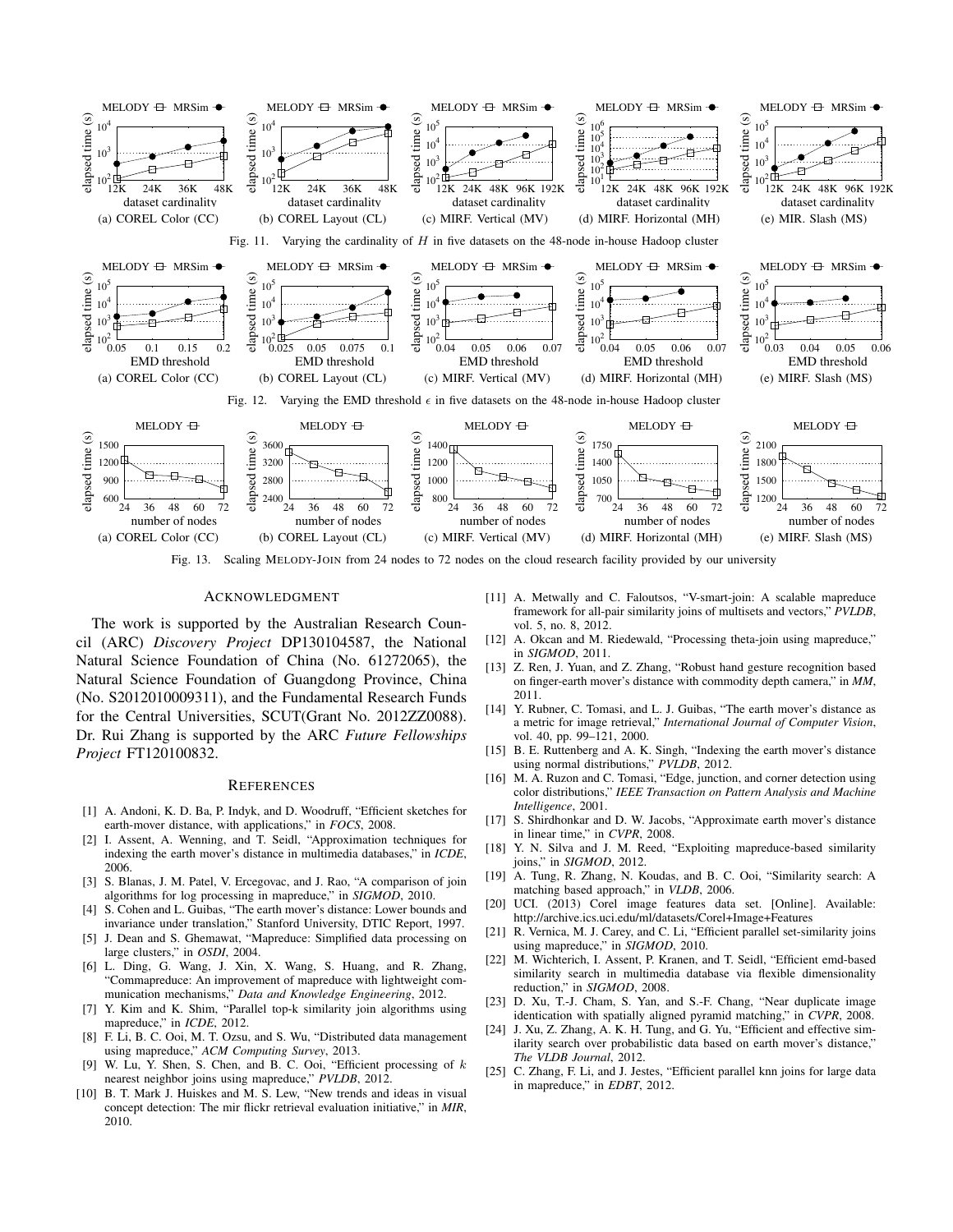MELODY MRSim

elapsed time (s)

$10^4$
$10^3$
$10^2$

12K 24K 36K 48K

dataset cardinality

(a) COREL Color (CC)

MELODY MRSim

elapsed time (s)

$10^4$
$10^3$
$10^2$

12K 24K 36K 48K

dataset cardinality

(b) COREL Layout (CL)

MELODY MRSim

elapsed time (s)

$10^5$
$10^4$
$10^3$
$10^2$

12K 24K 48K 96K 192K

dataset cardinality

(c) MIRF. Vertical (MV)

MELODY MRSim

elapsed time (s)

$10^6$
$10^5$
$10^4$
$10^3$
$10^2$
$10^1$

12K 24K 48K 96K 192K

dataset cardinality

(d) MIRF. Horizontal (MH)

MELODY MRSim

elapsed time (s)

$10^5$
$10^4$
$10^3$
$10^2$

12K 24K 48K 96K 192K

dataset cardinality

(e) MIR. Slash (MS)

Fig. 11. Varying the cardinality of $H$ in five datasets on the 48-node in-house Hadoop cluster

MELODY MRSim

elapsed time (s)

$10^5$
$10^4$
$10^3$
$10^2$

0.05 0.1 0.15 0.2

EMD threshold

(a) COREL Color (CC)

MELODY MRSim

elapsed time (s)

$10^5$
$10^4$
$10^3$
$10^2$

0.025 0.05 0.075 0.1

EMD threshold

(b) COREL Layout (CL)

MELODY MRSim

elapsed time (s)

$10^5$
$10^4$
$10^3$
$10^2$

0.04 0.05 0.06 0.07

EMD threshold

(c) MIRF. Vertical (MV)

MELODY MRSim

elapsed time (s)

$10^5$
$10^4$
$10^3$
$10^2$

0.04 0.05 0.06 0.07

EMD threshold

(d) MIRF. Horizontal (MH)

MELODY MRSim

elapsed time (s)

$10^5$
$10^4$
$10^3$
$10^2$

0.03 0.04 0.05 0.06

EMD threshold

(e) MIRF. Slash (MS)

Fig. 12. Varying the EMD threshold $\epsilon$ in five datasets on the 48-node in-house Hadoop cluster

MELODY

elapsed time (s)

1500
1200
900
600

24 36 48 60 72

number of nodes

(a) COREL Color (CC)

MELODY

elapsed time (s)

3600
3200
2800
2400

24 36 48 60 72

number of nodes

(b) COREL Layout (CL)

MELODY

elapsed time (s)

1400
1200
1000
800

24 36 48 60 72

number of nodes

(c) MIRF. Vertical (MV)

MELODY

elapsed time (s)

1750
1400
1050
700

24 36 48 60 72

number of nodes

(d) MIRF. Horizontal (MH)

MELODY

elapsed time (s)

2100
1800
1500
1200

24 36 48 60 72

number of nodes

(e) MIRF. Slash (MS)

Fig. 13. Scaling MELODY-JOIN from 24 nodes to 72 nodes on the cloud research facility provided by our university

## ACKNOWLEDGMENT

The work is supported by the Australian Research Council (ARC) *Discovery Project* DP130104587, the National Natural Science Foundation of China (No. 61272065), the Natural Science Foundation of Guangdong Province, China (No. S2012010009311), and the Fundamental Research Funds for the Central Universities, SCUT(Grant No. 2012ZZ0088). Dr. Rui Zhang is supported by the ARC *Future Fellowships Project* FT120100832.

## REFERENCES

[1] A. Andoni, K. D. Ba, P. Indyk, and D. Woodruff, "Efficient sketches for earth-mover distance, with applications," in *FOCS*, 2008.

[2] I. Assent, A. Wenning, and T. Seidl, "Approximation techniques for indexing the earth mover's distance in multimedia databases," in *ICDE*, 2006.

[3] S. Blanas, J. M. Patel, V. Ercegovac, and J. Rao, "A comparison of join algorithms for log processing in mapreduce," in *SIGMOD*, 2010.

[4] S. Cohen and L. Guibas, "The earth mover's distance: Lower bounds and invariance under translation," Stanford University, DTIC Report, 1997.

[5] J. Dean and S. Ghemawat, "Mapreduce: Simplified data processing on large clusters," in *OSDI*, 2004.

[6] L. Ding, G. Wang, J. Xin, X. Wang, S. Huang, and R. Zhang, "Commapreduce: An improvement of mapreduce with lightweight communication mechanisms," *Data and Knowledge Engineering*, 2012.

[7] Y. Kim and K. Shim, "Parallel top-k similarity join algorithms using mapreduce," in *ICDE*, 2012.

[8] F. Li, B. C. Ooi, M. T. Ozsu, and S. Wu, "Distributed data management using mapreduce," *ACM Computing Survey*, 2013.

[9] W. Lu, Y. Shen, S. Chen, and B. C. Ooi, "Efficient processing of $k$ nearest neighbor joins using mapreduce," *PVLDB*, 2012.

[10] B. T. Mark J. Huiskes and M. S. Lew, "New trends and ideas in visual concept detection: The mir flickr retrieval evaluation initiative," in *MIR*, 2010.

[11] A. Metwally and C. Faloutsos, "V-smart-join: A scalable mapreduce framework for all-pair similarity joins of multisets and vectors," *PVLDB*, vol. 5, no. 8, 2012.

[12] A. Okcan and M. Riedewald, "Processing theta-join using mapreduce," in *SIGMOD*, 2011.

[13] Z. Ren, J. Yuan, and Z. Zhang, "Robust hand gesture recognition based on finger-earth mover's distance with commodity depth camera," in *MM*, 2011.

[14] Y. Rubner, C. Tomasi, and L. J. Guibas, "The earth mover's distance as a metric for image retrieval," *International Journal of Computer Vision*, vol. 40, pp. 99–121, 2000.

[15] B. E. Ruttenberg and A. K. Singh, "Indexing the earth mover's distance using normal distributions," *PVLDB*, 2012.

[16] M. A. Ruzon and C. Tomasi, "Edge, junction, and corner detection using color distributions," *IEEE Transaction on Pattern Analysis and Machine Intelligence*, 2001.

[17] S. Shirdhonkar and D. W. Jacobs, "Approximate earth mover's distance in linear time," in *CVPR*, 2008.

[18] Y. N. Silva and J. M. Reed, "Exploiting mapreduce-based similarity joins," in *SIGMOD*, 2012.

[19] A. Tung, R. Zhang, N. Koudas, and B. C. Ooi, "Similarity search: A matching based approach," in *VLDB*, 2006.

[20] UCI. (2013) Corel image features data set. [Online]. Available: http://archive.ics.uci.edu/ml/datasets/Corel+Image+Features

[21] R. Vernica, M. J. Carey, and C. Li, "Efficient parallel set-similarity joins using mapreduce," in *SIGMOD*, 2010.

[22] M. Wichterich, I. Assent, P. Kranen, and T. Seidl, "Efficient emd-based similarity search in multimedia database via flexible dimensionality reduction," in *SIGMOD*, 2008.

[23] D. Xu, T.-J. Cham, S. Yan, and S.-F. Chang, "Near duplicate image identication with spatially aligned pyramid matching," in *CVPR*, 2008.

[24] J. Xu, Z. Zhang, A. K. H. Tung, and G. Yu, "Efficient and effective similarity search over probabilistic data based on earth mover's distance," *The VLDB Journal*, 2012.

[25] C. Zhang, F. Li, and J. Jestes, "Efficient parallel knn joins for large data in mapreduce," in *EDBT*, 2012.